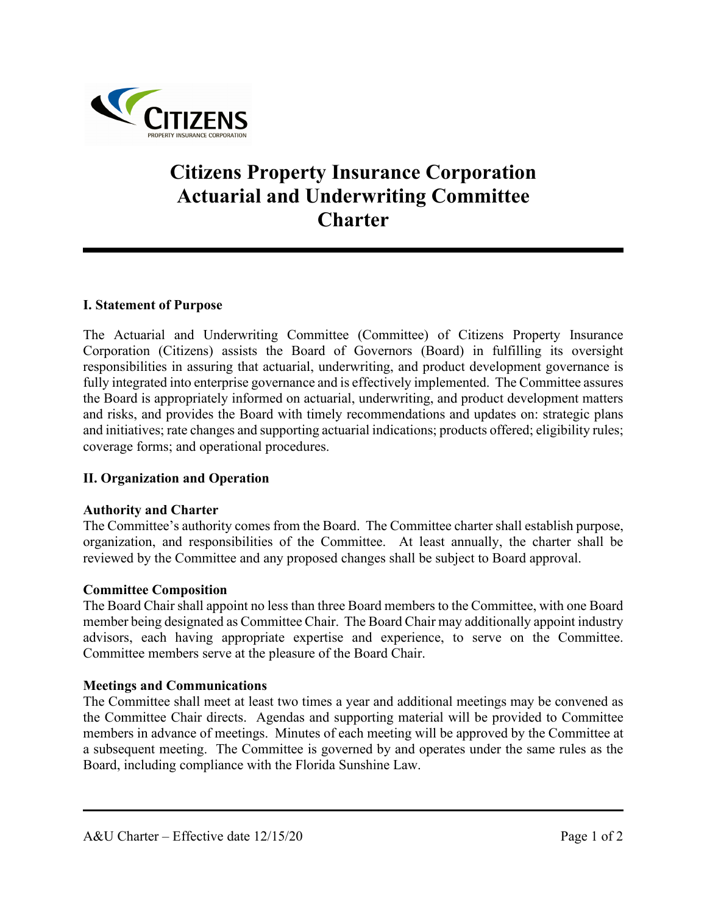# Citizens Property Insurance Corporation Actuarial and Underwriting Committee Charter

## I. Statement of Purpose

The Actuarial and Underwriting Committee (Committee) of Citizens Property Insurance Corporation (Citizens) assists the Board of Governors (Board) in fulfilling its oversight responsibilities in assuring that actuarial, underwriting, and product development governance is fully integrated into enterprise governance and is effectively implemented. The Committee assures the Board is appropriately informed on actuarial, underwriting, and product development matters and risks, and provides the Board with timely recommendations and updates on: strategic plans and initiatives; rate changes and supporting actuarial indications; products offered; eligibility rules; coverage forms; and operational procedures.

## II. Organization and Operation

### Authority and Charter

The Committee's authority comes from the Board. The Committee charter shall establish purpose, organization, and responsibilities of the Committee. At least annually, the charter shall be reviewed by the Committee and any proposed changes shall be subject to Board approval.

### Committee Composition

The Board Chair shall appoint no less than three Board members to the Committee, with one Board member being designated as Committee Chair. The Board Chair may additionally appoint industry advisors, each having appropriate expertise and experience, to serve on the Committee. Committee members serve at the pleasure of the Board Chair.

### Meetings and Communications

The Committee shall meet at least two times a year and additional meetings may be convened as the Committee Chair directs. Agendas and supporting material will be provided to Committee members in advance of meetings. Minutes of each meeting will be approved by the Committee at a subsequent meeting. The Committee is governed by and operates under the same rules as the Board, including compliance with the Florida Sunshine Law.

A&U Charter – Effective date 12/15/20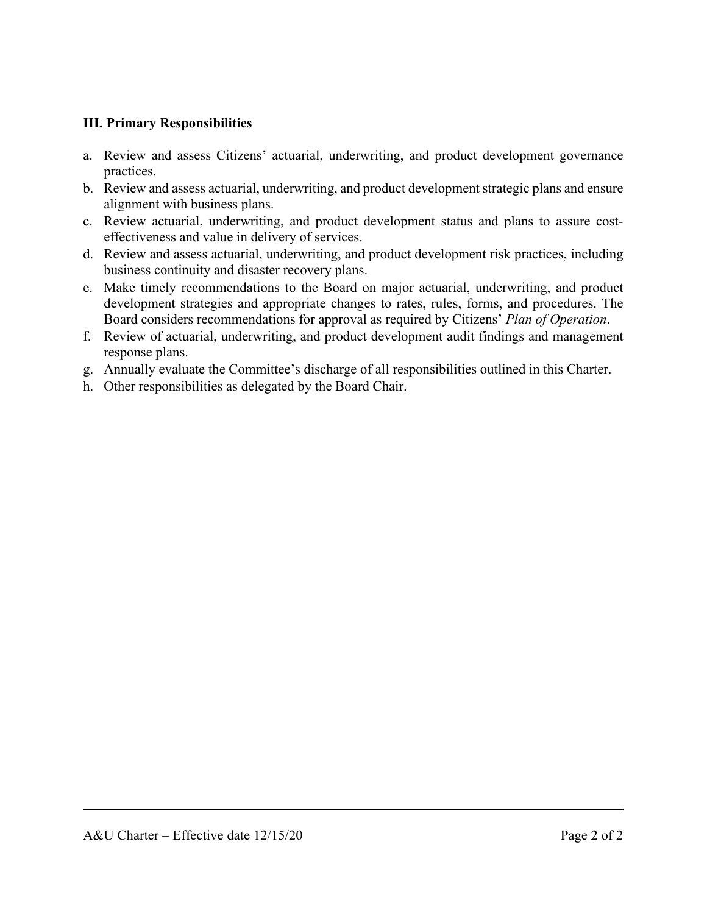### III. Primary Responsibilities

a. Review and assess Citizens' actuarial, underwriting, and product development governance practices.
b. Review and assess actuarial, underwriting, and product development strategic plans and ensure alignment with business plans.
c. Review actuarial, underwriting, and product development status and plans to assure cost-effectiveness and value in delivery of services.
d. Review and assess actuarial, underwriting, and product development risk practices, including business continuity and disaster recovery plans.
e. Make timely recommendations to the Board on major actuarial, underwriting, and product development strategies and appropriate changes to rates, rules, forms, and procedures. The Board considers recommendations for approval as required by Citizens' *Plan of Operation*.
f. Review of actuarial, underwriting, and product development audit findings and management response plans.
g. Annually evaluate the Committee's discharge of all responsibilities outlined in this Charter.
h. Other responsibilities as delegated by the Board Chair.